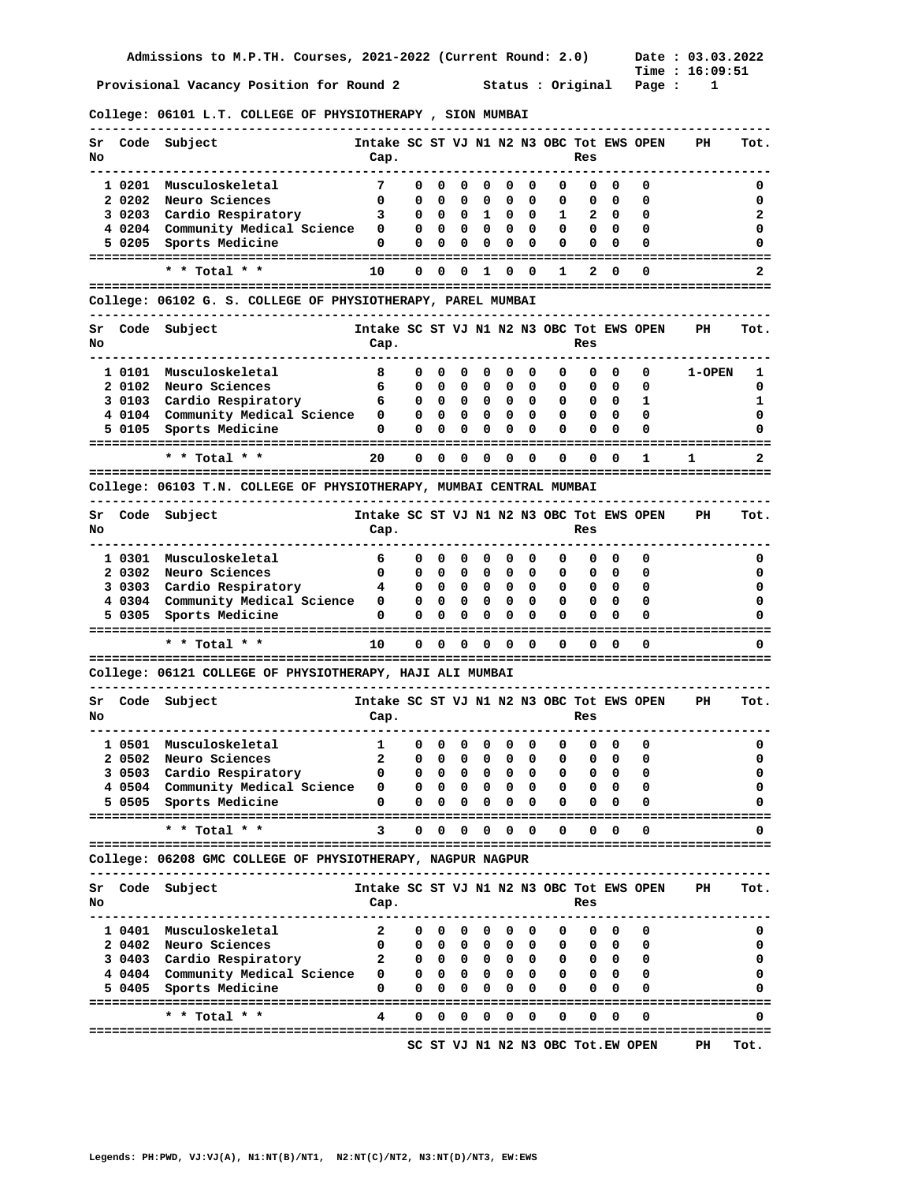Admissions to M.P.TH. Courses, 2021-2022 (Current Round: 2.0)

Date : 03.03.2022
Time : 16:09:51

Provisional Vacancy Position for Round 2

Status : Original

## College: 06101 L.T. COLLEGE OF PHYSIOTHERAPY , SION MUMBAI

| Sr No | Code | Subject | Intake Cap. | SC | ST | VJ | N1 | N2 | N3 | OBC | Tot Res | EWS | OPEN | PH | Tot. |
|---|---|---|---|---|---|---|---|---|---|---|---|---|---|---|---|
| 1 | 0201 | Musculoskeletal | 7 | 0 | 0 | 0 | 0 | 0 | 0 | 0 | 0 | 0 | 0 | | 0 |
| 2 | 0202 | Neuro Sciences | 0 | 0 | 0 | 0 | 0 | 0 | 0 | 0 | 0 | 0 | 0 | | 0 |
| 3 | 0203 | Cardio Respiratory | 3 | 0 | 0 | 0 | 1 | 0 | 0 | 1 | 2 | 0 | 0 | | 2 |
| 4 | 0204 | Community Medical Science | 0 | 0 | 0 | 0 | 0 | 0 | 0 | 0 | 0 | 0 | 0 | | 0 |
| 5 | 0205 | Sports Medicine | 0 | 0 | 0 | 0 | 0 | 0 | 0 | 0 | 0 | 0 | 0 | | 0 |
| | | * * Total * * | 10 | 0 | 0 | 0 | 1 | 0 | 0 | 1 | 2 | 0 | 0 | | 2 |

## College: 06102 G. S. COLLEGE OF PHYSIOTHERAPY, PAREL MUMBAI

| Sr No | Code | Subject | Intake Cap. | SC | ST | VJ | N1 | N2 | N3 | OBC | Tot Res | EWS | OPEN | PH | Tot. |
|---|---|---|---|---|---|---|---|---|---|---|---|---|---|---|---|
| 1 | 0101 | Musculoskeletal | 8 | 0 | 0 | 0 | 0 | 0 | 0 | 0 | 0 | 0 | 0 | 1-OPEN | 1 |
| 2 | 0102 | Neuro Sciences | 6 | 0 | 0 | 0 | 0 | 0 | 0 | 0 | 0 | 0 | 0 | | 0 |
| 3 | 0103 | Cardio Respiratory | 6 | 0 | 0 | 0 | 0 | 0 | 0 | 0 | 0 | 0 | 1 | | 1 |
| 4 | 0104 | Community Medical Science | 0 | 0 | 0 | 0 | 0 | 0 | 0 | 0 | 0 | 0 | 0 | | 0 |
| 5 | 0105 | Sports Medicine | 0 | 0 | 0 | 0 | 0 | 0 | 0 | 0 | 0 | 0 | 0 | | 0 |
| | | * * Total * * | 20 | 0 | 0 | 0 | 0 | 0 | 0 | 0 | 0 | 0 | 1 | 1 | 2 |

## College: 06103 T.N. COLLEGE OF PHYSIOTHERAPY, MUMBAI CENTRAL MUMBAI

| Sr No | Code | Subject | Intake Cap. | SC | ST | VJ | N1 | N2 | N3 | OBC | Tot Res | EWS | OPEN | PH | Tot. |
|---|---|---|---|---|---|---|---|---|---|---|---|---|---|---|---|
| 1 | 0301 | Musculoskeletal | 6 | 0 | 0 | 0 | 0 | 0 | 0 | 0 | 0 | 0 | 0 | | 0 |
| 2 | 0302 | Neuro Sciences | 0 | 0 | 0 | 0 | 0 | 0 | 0 | 0 | 0 | 0 | 0 | | 0 |
| 3 | 0303 | Cardio Respiratory | 4 | 0 | 0 | 0 | 0 | 0 | 0 | 0 | 0 | 0 | 0 | | 0 |
| 4 | 0304 | Community Medical Science | 0 | 0 | 0 | 0 | 0 | 0 | 0 | 0 | 0 | 0 | 0 | | 0 |
| 5 | 0305 | Sports Medicine | 0 | 0 | 0 | 0 | 0 | 0 | 0 | 0 | 0 | 0 | 0 | | 0 |
| | | * * Total * * | 10 | 0 | 0 | 0 | 0 | 0 | 0 | 0 | 0 | 0 | 0 | | 0 |

## College: 06121 COLLEGE OF PHYSIOTHERAPY, HAJI ALI MUMBAI

| Sr No | Code | Subject | Intake Cap. | SC | ST | VJ | N1 | N2 | N3 | OBC | Tot Res | EWS | OPEN | PH | Tot. |
|---|---|---|---|---|---|---|---|---|---|---|---|---|---|---|---|
| 1 | 0501 | Musculoskeletal | 1 | 0 | 0 | 0 | 0 | 0 | 0 | 0 | 0 | 0 | 0 | | 0 |
| 2 | 0502 | Neuro Sciences | 2 | 0 | 0 | 0 | 0 | 0 | 0 | 0 | 0 | 0 | 0 | | 0 |
| 3 | 0503 | Cardio Respiratory | 0 | 0 | 0 | 0 | 0 | 0 | 0 | 0 | 0 | 0 | 0 | | 0 |
| 4 | 0504 | Community Medical Science | 0 | 0 | 0 | 0 | 0 | 0 | 0 | 0 | 0 | 0 | 0 | | 0 |
| 5 | 0505 | Sports Medicine | 0 | 0 | 0 | 0 | 0 | 0 | 0 | 0 | 0 | 0 | 0 | | 0 |
| | | * * Total * * | 3 | 0 | 0 | 0 | 0 | 0 | 0 | 0 | 0 | 0 | 0 | | 0 |

## College: 06208 GMC COLLEGE OF PHYSIOTHERAPY, NAGPUR NAGPUR

| Sr No | Code | Subject | Intake Cap. | SC | ST | VJ | N1 | N2 | N3 | OBC | Tot Res | EWS | OPEN | PH | Tot. |
|---|---|---|---|---|---|---|---|---|---|---|---|---|---|---|---|
| 1 | 0401 | Musculoskeletal | 2 | 0 | 0 | 0 | 0 | 0 | 0 | 0 | 0 | 0 | 0 | | 0 |
| 2 | 0402 | Neuro Sciences | 0 | 0 | 0 | 0 | 0 | 0 | 0 | 0 | 0 | 0 | 0 | | 0 |
| 3 | 0403 | Cardio Respiratory | 2 | 0 | 0 | 0 | 0 | 0 | 0 | 0 | 0 | 0 | 0 | | 0 |
| 4 | 0404 | Community Medical Science | 0 | 0 | 0 | 0 | 0 | 0 | 0 | 0 | 0 | 0 | 0 | | 0 |
| 5 | 0405 | Sports Medicine | 0 | 0 | 0 | 0 | 0 | 0 | 0 | 0 | 0 | 0 | 0 | | 0 |
| | | * * Total * * | 4 | 0 | 0 | 0 | 0 | 0 | 0 | 0 | 0 | 0 | 0 | | 0 |

SC ST VJ N1 N2 N3 OBC Tot.EW OPEN PH Tot.

Legends: PH:PWD, VJ:VJ(A), N1:NT(B)/NT1, N2:NT(C)/NT2, N3:NT(D)/NT3, EW:EWS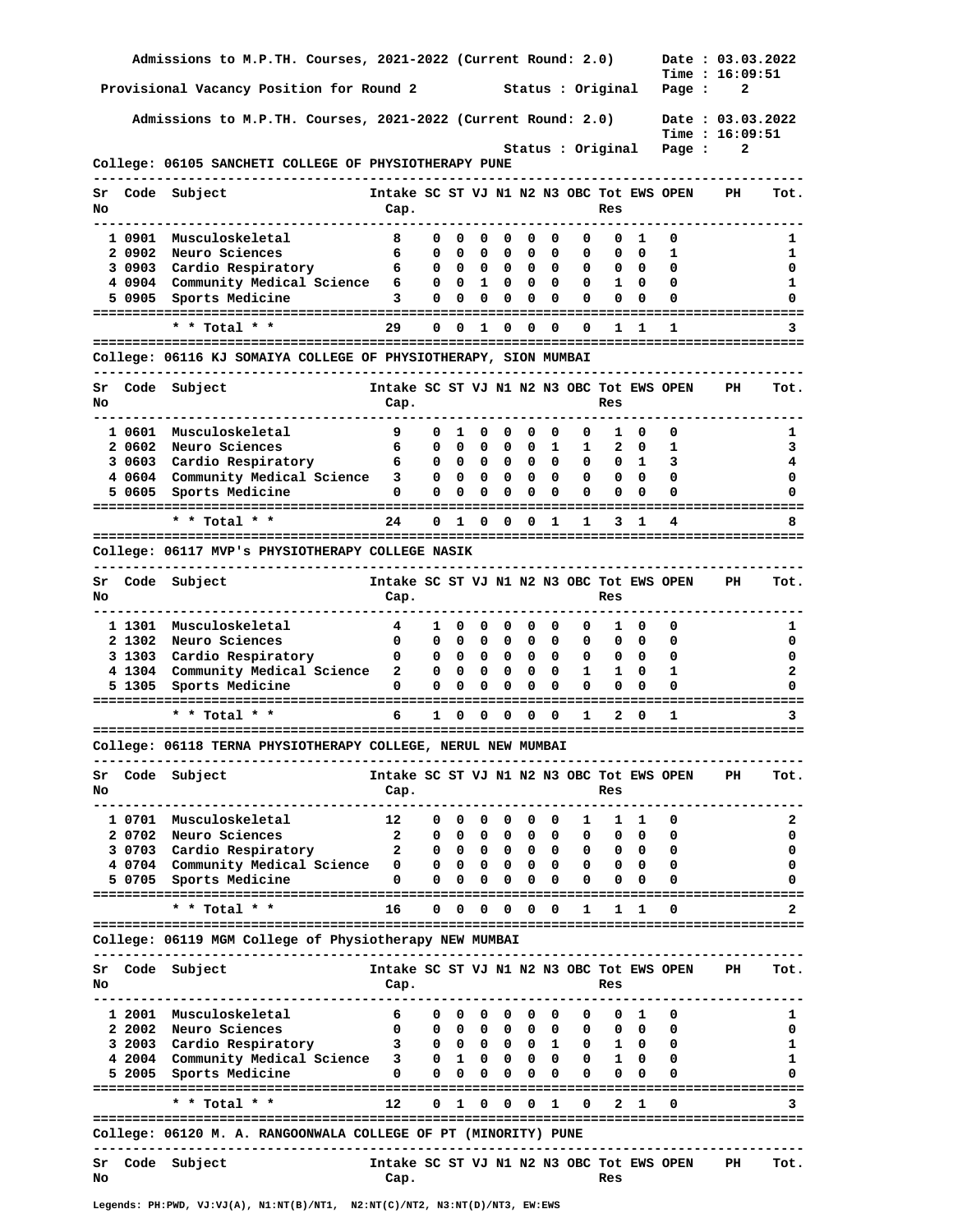Admissions to M.P.TH. Courses, 2021-2022 (Current Round: 2.0) Date : 03.03.2022 Time : 16:09:51

Provisional Vacancy Position for Round 2 Status : Original

Admissions to M.P.TH. Courses, 2021-2022 (Current Round: 2.0) Date : 03.03.2022 Time : 16:09:51

Status : Original

**College: 06105 SANCHETI COLLEGE OF PHYSIOTHERAPY PUNE**

| Sr No | Code | Subject | Intake Cap. | SC | ST | VJ | N1 | N2 | N3 | OBC | Tot Res | EWS | OPEN | PH | Tot. |
|---|---|---|---|---|---|---|---|---|---|---|---|---|---|---|---|
| 1 | 0901 | Musculoskeletal | 8 | 0 | 0 | 0 | 0 | 0 | 0 | 0 | 0 | 1 | 0 | | 1 |
| 2 | 0902 | Neuro Sciences | 6 | 0 | 0 | 0 | 0 | 0 | 0 | 0 | 0 | 0 | 1 | | 1 |
| 3 | 0903 | Cardio Respiratory | 6 | 0 | 0 | 0 | 0 | 0 | 0 | 0 | 0 | 0 | 0 | | 0 |
| 4 | 0904 | Community Medical Science | 6 | 0 | 0 | 1 | 0 | 0 | 0 | 0 | 1 | 0 | 0 | | 1 |
| 5 | 0905 | Sports Medicine | 3 | 0 | 0 | 0 | 0 | 0 | 0 | 0 | 0 | 0 | 0 | | 0 |
| | | * * Total * * | 29 | 0 | 0 | 1 | 0 | 0 | 0 | 0 | 1 | 1 | 1 | | 3 |

**College: 06116 KJ SOMAIYA COLLEGE OF PHYSIOTHERAPY, SION MUMBAI**

| Sr No | Code | Subject | Intake Cap. | SC | ST | VJ | N1 | N2 | N3 | OBC | Tot Res | EWS | OPEN | PH | Tot. |
|---|---|---|---|---|---|---|---|---|---|---|---|---|---|---|---|
| 1 | 0601 | Musculoskeletal | 9 | 0 | 1 | 0 | 0 | 0 | 0 | 0 | 1 | 0 | 0 | | 1 |
| 2 | 0602 | Neuro Sciences | 6 | 0 | 0 | 0 | 0 | 0 | 1 | 1 | 2 | 0 | 1 | | 3 |
| 3 | 0603 | Cardio Respiratory | 6 | 0 | 0 | 0 | 0 | 0 | 0 | 0 | 0 | 1 | 3 | | 4 |
| 4 | 0604 | Community Medical Science | 3 | 0 | 0 | 0 | 0 | 0 | 0 | 0 | 0 | 0 | 0 | | 0 |
| 5 | 0605 | Sports Medicine | 0 | 0 | 0 | 0 | 0 | 0 | 0 | 0 | 0 | 0 | 0 | | 0 |
| | | * * Total * * | 24 | 0 | 1 | 0 | 0 | 0 | 1 | 1 | 3 | 1 | 4 | | 8 |

**College: 06117 MVP's PHYSIOTHERAPY COLLEGE NASIK**

| Sr No | Code | Subject | Intake Cap. | SC | ST | VJ | N1 | N2 | N3 | OBC | Tot Res | EWS | OPEN | PH | Tot. |
|---|---|---|---|---|---|---|---|---|---|---|---|---|---|---|---|
| 1 | 1301 | Musculoskeletal | 4 | 1 | 0 | 0 | 0 | 0 | 0 | 0 | 1 | 0 | 0 | | 1 |
| 2 | 1302 | Neuro Sciences | 0 | 0 | 0 | 0 | 0 | 0 | 0 | 0 | 0 | 0 | 0 | | 0 |
| 3 | 1303 | Cardio Respiratory | 0 | 0 | 0 | 0 | 0 | 0 | 0 | 0 | 0 | 0 | 0 | | 0 |
| 4 | 1304 | Community Medical Science | 2 | 0 | 0 | 0 | 0 | 0 | 0 | 1 | 1 | 0 | 1 | | 2 |
| 5 | 1305 | Sports Medicine | 0 | 0 | 0 | 0 | 0 | 0 | 0 | 0 | 0 | 0 | 0 | | 0 |
| | | * * Total * * | 6 | 1 | 0 | 0 | 0 | 0 | 0 | 1 | 2 | 0 | 1 | | 3 |

**College: 06118 TERNA PHYSIOTHERAPY COLLEGE, NERUL NEW MUMBAI**

| Sr No | Code | Subject | Intake Cap. | SC | ST | VJ | N1 | N2 | N3 | OBC | Tot Res | EWS | OPEN | PH | Tot. |
|---|---|---|---|---|---|---|---|---|---|---|---|---|---|---|---|
| 1 | 0701 | Musculoskeletal | 12 | 0 | 0 | 0 | 0 | 0 | 0 | 1 | 1 | 1 | 0 | | 2 |
| 2 | 0702 | Neuro Sciences | 2 | 0 | 0 | 0 | 0 | 0 | 0 | 0 | 0 | 0 | 0 | | 0 |
| 3 | 0703 | Cardio Respiratory | 2 | 0 | 0 | 0 | 0 | 0 | 0 | 0 | 0 | 0 | 0 | | 0 |
| 4 | 0704 | Community Medical Science | 0 | 0 | 0 | 0 | 0 | 0 | 0 | 0 | 0 | 0 | 0 | | 0 |
| 5 | 0705 | Sports Medicine | 0 | 0 | 0 | 0 | 0 | 0 | 0 | 0 | 0 | 0 | 0 | | 0 |
| | | * * Total * * | 16 | 0 | 0 | 0 | 0 | 0 | 0 | 1 | 1 | 1 | 0 | | 2 |

**College: 06119 MGM College of Physiotherapy NEW MUMBAI**

| Sr No | Code | Subject | Intake Cap. | SC | ST | VJ | N1 | N2 | N3 | OBC | Tot Res | EWS | OPEN | PH | Tot. |
|---|---|---|---|---|---|---|---|---|---|---|---|---|---|---|---|
| 1 | 2001 | Musculoskeletal | 6 | 0 | 0 | 0 | 0 | 0 | 0 | 0 | 0 | 1 | 0 | | 1 |
| 2 | 2002 | Neuro Sciences | 0 | 0 | 0 | 0 | 0 | 0 | 0 | 0 | 0 | 0 | 0 | | 0 |
| 3 | 2003 | Cardio Respiratory | 3 | 0 | 0 | 0 | 0 | 0 | 1 | 0 | 1 | 0 | 0 | | 1 |
| 4 | 2004 | Community Medical Science | 3 | 0 | 1 | 0 | 0 | 0 | 0 | 0 | 1 | 0 | 0 | | 1 |
| 5 | 2005 | Sports Medicine | 0 | 0 | 0 | 0 | 0 | 0 | 0 | 0 | 0 | 0 | 0 | | 0 |
| | | * * Total * * | 12 | 0 | 1 | 0 | 0 | 0 | 1 | 0 | 2 | 1 | 0 | | 3 |

**College: 06120 M. A. RANGOONWALA COLLEGE OF PT (MINORITY) PUNE**

| Sr No | Code | Subject | Intake Cap. | SC | ST | VJ | N1 | N2 | N3 | OBC | Tot Res | EWS | OPEN | PH | Tot. |
|---|---|---|---|---|---|---|---|---|---|---|---|---|---|---|---|

Legends: PH:PWD, VJ:VJ(A), N1:NT(B)/NT1, N2:NT(C)/NT2, N3:NT(D)/NT3, EW:EWS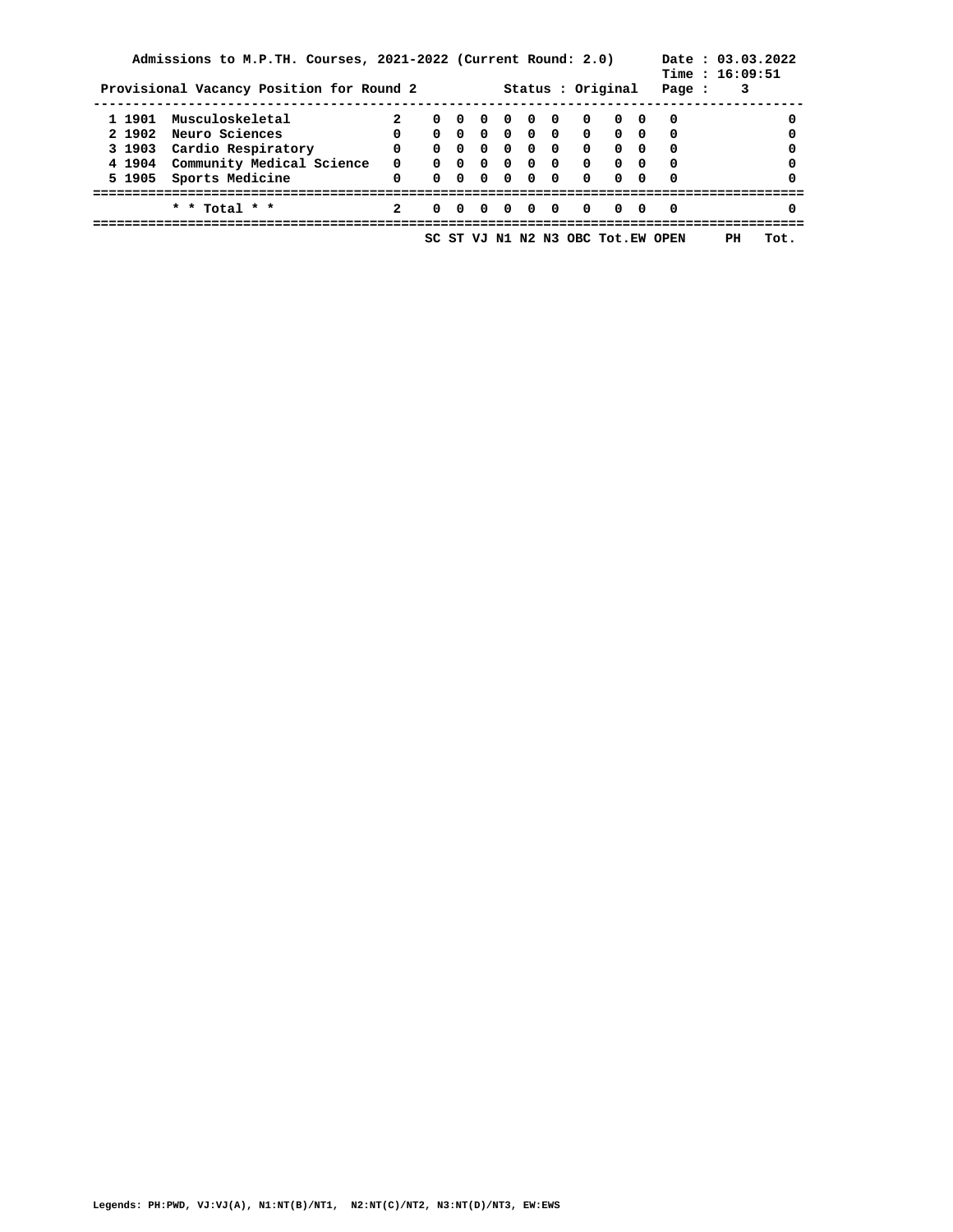Admissions to M.P.TH. Courses, 2021-2022 (Current Round: 2.0)

Date : 03.03.2022
Time : 16:09:51

Provisional Vacancy Position for Round 2 — Status : Original

| Sr. | Code | Course | | SC | ST | VJ | N1 | N2 | N3 | OBC | Tot. | EW | OPEN | PH | Tot. |
|---|---|---|---|---|---|---|---|---|---|---|---|---|---|---|---|
| 1 | 1901 | Musculoskeletal | 2 | 0 | 0 | 0 | 0 | 0 | 0 | 0 | 0 | 0 | 0 | | 0 |
| 2 | 1902 | Neuro Sciences | 0 | 0 | 0 | 0 | 0 | 0 | 0 | 0 | 0 | 0 | 0 | | 0 |
| 3 | 1903 | Cardio Respiratory | 0 | 0 | 0 | 0 | 0 | 0 | 0 | 0 | 0 | 0 | 0 | | 0 |
| 4 | 1904 | Community Medical Science | 0 | 0 | 0 | 0 | 0 | 0 | 0 | 0 | 0 | 0 | 0 | | 0 |
| 5 | 1905 | Sports Medicine | 0 | 0 | 0 | 0 | 0 | 0 | 0 | 0 | 0 | 0 | 0 | | 0 |
| | | * * Total * * | 2 | 0 | 0 | 0 | 0 | 0 | 0 | 0 | 0 | 0 | 0 | | 0 |

Legends: PH:PWD, VJ:VJ(A), N1:NT(B)/NT1, N2:NT(C)/NT2, N3:NT(D)/NT3, EW:EWS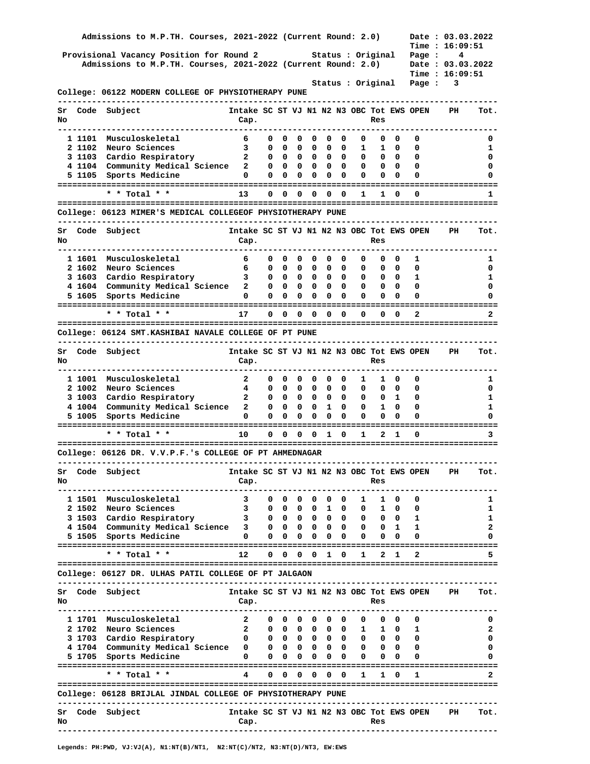Admissions to M.P.TH. Courses, 2021-2022 (Current Round: 2.0) Date : 03.03.2022 Time : 16:09:51

Provisional Vacancy Position for Round 2 Status : Original

## College: 06122 MODERN COLLEGE OF PHYSIOTHERAPY PUNE

| Sr No | Code | Subject | Intake Cap. | SC | ST | VJ | N1 | N2 | N3 | OBC | Tot Res | EWS | OPEN | PH | Tot. |
|---|---|---|---|---|---|---|---|---|---|---|---|---|---|---|---|
| 1 | 1101 | Musculoskeletal | 6 | 0 | 0 | 0 | 0 | 0 | 0 | 0 | 0 | 0 | 0 | | 0 |
| 2 | 1102 | Neuro Sciences | 3 | 0 | 0 | 0 | 0 | 0 | 0 | 1 | 1 | 0 | 0 | | 1 |
| 3 | 1103 | Cardio Respiratory | 2 | 0 | 0 | 0 | 0 | 0 | 0 | 0 | 0 | 0 | 0 | | 0 |
| 4 | 1104 | Community Medical Science | 2 | 0 | 0 | 0 | 0 | 0 | 0 | 0 | 0 | 0 | 0 | | 0 |
| 5 | 1105 | Sports Medicine | 0 | 0 | 0 | 0 | 0 | 0 | 0 | 0 | 0 | 0 | 0 | | 0 |
| | | * * Total * * | 13 | 0 | 0 | 0 | 0 | 0 | 0 | 1 | 1 | 0 | 0 | | 1 |

## College: 06123 MIMER'S MEDICAL COLLEGEOF PHYSIOTHERAPY PUNE

| Sr No | Code | Subject | Intake Cap. | SC | ST | VJ | N1 | N2 | N3 | OBC | Tot Res | EWS | OPEN | PH | Tot. |
|---|---|---|---|---|---|---|---|---|---|---|---|---|---|---|---|
| 1 | 1601 | Musculoskeletal | 6 | 0 | 0 | 0 | 0 | 0 | 0 | 0 | 0 | 0 | 1 | | 1 |
| 2 | 1602 | Neuro Sciences | 6 | 0 | 0 | 0 | 0 | 0 | 0 | 0 | 0 | 0 | 0 | | 0 |
| 3 | 1603 | Cardio Respiratory | 3 | 0 | 0 | 0 | 0 | 0 | 0 | 0 | 0 | 0 | 1 | | 1 |
| 4 | 1604 | Community Medical Science | 2 | 0 | 0 | 0 | 0 | 0 | 0 | 0 | 0 | 0 | 0 | | 0 |
| 5 | 1605 | Sports Medicine | 0 | 0 | 0 | 0 | 0 | 0 | 0 | 0 | 0 | 0 | 0 | | 0 |
| | | * * Total * * | 17 | 0 | 0 | 0 | 0 | 0 | 0 | 0 | 0 | 0 | 2 | | 2 |

## College: 06124 SMT.KASHIBAI NAVALE COLLEGE OF PT PUNE

| Sr No | Code | Subject | Intake Cap. | SC | ST | VJ | N1 | N2 | N3 | OBC | Tot Res | EWS | OPEN | PH | Tot. |
|---|---|---|---|---|---|---|---|---|---|---|---|---|---|---|---|
| 1 | 1001 | Musculoskeletal | 2 | 0 | 0 | 0 | 0 | 0 | 0 | 1 | 1 | 0 | 0 | | 1 |
| 2 | 1002 | Neuro Sciences | 4 | 0 | 0 | 0 | 0 | 0 | 0 | 0 | 0 | 0 | 0 | | 0 |
| 3 | 1003 | Cardio Respiratory | 2 | 0 | 0 | 0 | 0 | 0 | 0 | 0 | 0 | 1 | 0 | | 1 |
| 4 | 1004 | Community Medical Science | 2 | 0 | 0 | 0 | 0 | 1 | 0 | 0 | 1 | 0 | 0 | | 1 |
| 5 | 1005 | Sports Medicine | 0 | 0 | 0 | 0 | 0 | 0 | 0 | 0 | 0 | 0 | 0 | | 0 |
| | | * * Total * * | 10 | 0 | 0 | 0 | 0 | 1 | 0 | 1 | 2 | 1 | 0 | | 3 |

## College: 06126 DR. V.V.P.F.'s COLLEGE OF PT AHMEDNAGAR

| Sr No | Code | Subject | Intake Cap. | SC | ST | VJ | N1 | N2 | N3 | OBC | Tot Res | EWS | OPEN | PH | Tot. |
|---|---|---|---|---|---|---|---|---|---|---|---|---|---|---|---|
| 1 | 1501 | Musculoskeletal | 3 | 0 | 0 | 0 | 0 | 0 | 0 | 1 | 1 | 0 | 0 | | 1 |
| 2 | 1502 | Neuro Sciences | 3 | 0 | 0 | 0 | 0 | 1 | 0 | 0 | 1 | 0 | 0 | | 1 |
| 3 | 1503 | Cardio Respiratory | 3 | 0 | 0 | 0 | 0 | 0 | 0 | 0 | 0 | 0 | 1 | | 1 |
| 4 | 1504 | Community Medical Science | 3 | 0 | 0 | 0 | 0 | 0 | 0 | 0 | 0 | 1 | 1 | | 2 |
| 5 | 1505 | Sports Medicine | 0 | 0 | 0 | 0 | 0 | 0 | 0 | 0 | 0 | 0 | 0 | | 0 |
| | | * * Total * * | 12 | 0 | 0 | 0 | 0 | 1 | 0 | 1 | 2 | 1 | 2 | | 5 |

## College: 06127 DR. ULHAS PATIL COLLEGE OF PT JALGAON

| Sr No | Code | Subject | Intake Cap. | SC | ST | VJ | N1 | N2 | N3 | OBC | Tot Res | EWS | OPEN | PH | Tot. |
|---|---|---|---|---|---|---|---|---|---|---|---|---|---|---|---|
| 1 | 1701 | Musculoskeletal | 2 | 0 | 0 | 0 | 0 | 0 | 0 | 0 | 0 | 0 | 0 | | 0 |
| 2 | 1702 | Neuro Sciences | 2 | 0 | 0 | 0 | 0 | 0 | 0 | 1 | 1 | 0 | 1 | | 2 |
| 3 | 1703 | Cardio Respiratory | 0 | 0 | 0 | 0 | 0 | 0 | 0 | 0 | 0 | 0 | 0 | | 0 |
| 4 | 1704 | Community Medical Science | 0 | 0 | 0 | 0 | 0 | 0 | 0 | 0 | 0 | 0 | 0 | | 0 |
| 5 | 1705 | Sports Medicine | 0 | 0 | 0 | 0 | 0 | 0 | 0 | 0 | 0 | 0 | 0 | | 0 |
| | | * * Total * * | 4 | 0 | 0 | 0 | 0 | 0 | 0 | 1 | 1 | 0 | 1 | | 2 |

## College: 06128 BRIJLAL JINDAL COLLEGE OF PHYSIOTHERAPY PUNE

| Sr No | Code | Subject | Intake Cap. | SC | ST | VJ | N1 | N2 | N3 | OBC | Tot Res | EWS | OPEN | PH | Tot. |
|---|---|---|---|---|---|---|---|---|---|---|---|---|---|---|---|

Legends: PH:PWD, VJ:VJ(A), N1:NT(B)/NT1, N2:NT(C)/NT2, N3:NT(D)/NT3, EW:EWS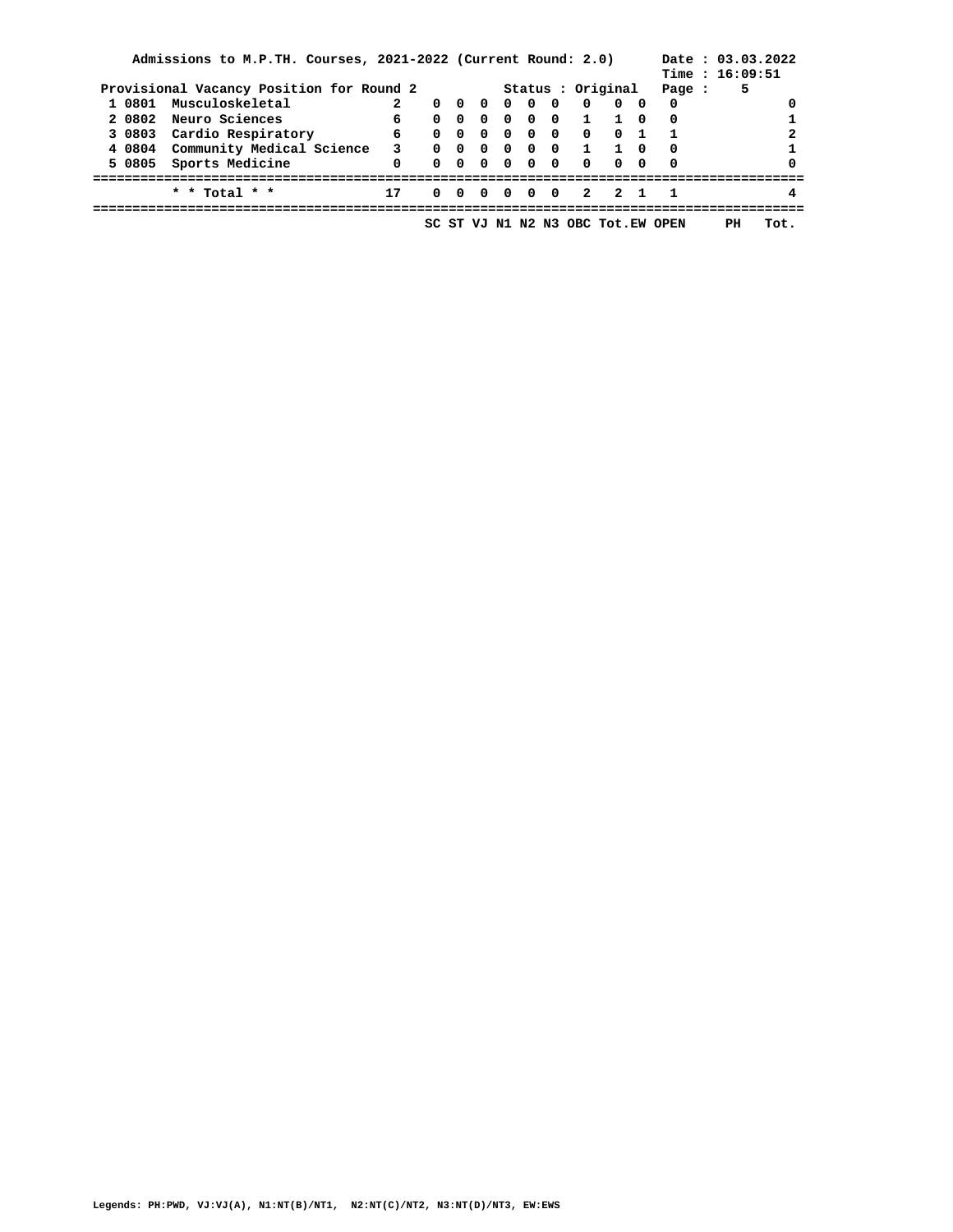Admissions to M.P.TH. Courses, 2021-2022 (Current Round: 2.0)

Date : 03.03.2022
Time : 16:09:51

Provisional Vacancy Position for Round 2 &nbsp;&nbsp;&nbsp; Status : Original

| Sr. | Code | Course | Intake | SC | ST | VJ | N1 | N2 | N3 | OBC | Tot.EW | | OPEN | PH | Tot. |
|---|---|---|---|---|---|---|---|---|---|---|---|---|---|---|---|
| 1 | 0801 | Musculoskeletal | 2 | 0 | 0 | 0 | 0 | 0 | 0 | 0 | 0 | 0 | 0 | | 0 |
| 2 | 0802 | Neuro Sciences | 6 | 0 | 0 | 0 | 0 | 0 | 0 | 1 | 1 | 0 | 0 | | 1 |
| 3 | 0803 | Cardio Respiratory | 6 | 0 | 0 | 0 | 0 | 0 | 0 | 0 | 0 | 1 | 1 | | 2 |
| 4 | 0804 | Community Medical Science | 3 | 0 | 0 | 0 | 0 | 0 | 0 | 1 | 1 | 0 | 0 | | 1 |
| 5 | 0805 | Sports Medicine | 0 | 0 | 0 | 0 | 0 | 0 | 0 | 0 | 0 | 0 | 0 | | 0 |
| | | * * Total * * | 17 | 0 | 0 | 0 | 0 | 0 | 0 | 2 | 2 | 1 | 1 | | 4 |

Legends: PH:PWD, VJ:VJ(A), N1:NT(B)/NT1, N2:NT(C)/NT2, N3:NT(D)/NT3, EW:EWS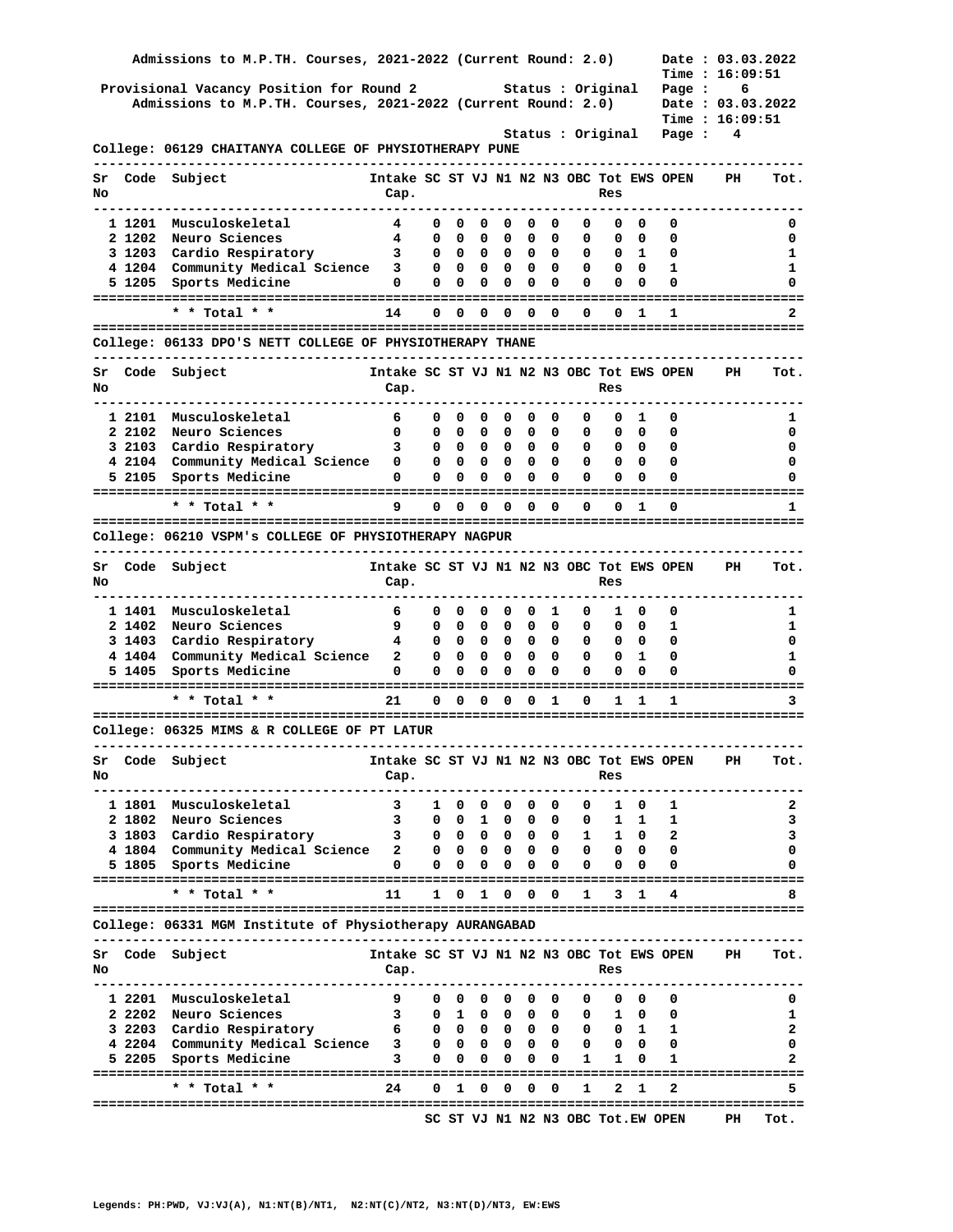Admissions to M.P.TH. Courses, 2021-2022 (Current Round: 2.0)

Provisional Vacancy Position for Round 2 Status : Original

Date : 03.03.2022 Time : 16:09:51

## College: 06129 CHAITANYA COLLEGE OF PHYSIOTHERAPY PUNE

| Sr No | Code | Subject | Intake Cap. | SC | ST | VJ | N1 | N2 | N3 | OBC | Tot Res | EWS | OPEN | PH | Tot. |
|---|---|---|---|---|---|---|---|---|---|---|---|---|---|---|---|
| 1 | 1201 | Musculoskeletal | 4 | 0 | 0 | 0 | 0 | 0 | 0 | 0 | 0 | 0 | 0 | | 0 |
| 2 | 1202 | Neuro Sciences | 4 | 0 | 0 | 0 | 0 | 0 | 0 | 0 | 0 | 0 | 0 | | 0 |
| 3 | 1203 | Cardio Respiratory | 3 | 0 | 0 | 0 | 0 | 0 | 0 | 0 | 0 | 1 | 0 | | 1 |
| 4 | 1204 | Community Medical Science | 3 | 0 | 0 | 0 | 0 | 0 | 0 | 0 | 0 | 0 | 1 | | 1 |
| 5 | 1205 | Sports Medicine | 0 | 0 | 0 | 0 | 0 | 0 | 0 | 0 | 0 | 0 | 0 | | 0 |
| | | * * Total * * | 14 | 0 | 0 | 0 | 0 | 0 | 0 | 0 | 0 | 1 | 1 | | 2 |

## College: 06133 DPO'S NETT COLLEGE OF PHYSIOTHERAPY THANE

| Sr No | Code | Subject | Intake Cap. | SC | ST | VJ | N1 | N2 | N3 | OBC | Tot Res | EWS | OPEN | PH | Tot. |
|---|---|---|---|---|---|---|---|---|---|---|---|---|---|---|---|
| 1 | 2101 | Musculoskeletal | 6 | 0 | 0 | 0 | 0 | 0 | 0 | 0 | 0 | 1 | 0 | | 1 |
| 2 | 2102 | Neuro Sciences | 0 | 0 | 0 | 0 | 0 | 0 | 0 | 0 | 0 | 0 | 0 | | 0 |
| 3 | 2103 | Cardio Respiratory | 3 | 0 | 0 | 0 | 0 | 0 | 0 | 0 | 0 | 0 | 0 | | 0 |
| 4 | 2104 | Community Medical Science | 0 | 0 | 0 | 0 | 0 | 0 | 0 | 0 | 0 | 0 | 0 | | 0 |
| 5 | 2105 | Sports Medicine | 0 | 0 | 0 | 0 | 0 | 0 | 0 | 0 | 0 | 0 | 0 | | 0 |
| | | * * Total * * | 9 | 0 | 0 | 0 | 0 | 0 | 0 | 0 | 0 | 1 | 0 | | 1 |

## College: 06210 VSPM's COLLEGE OF PHYSIOTHERAPY NAGPUR

| Sr No | Code | Subject | Intake Cap. | SC | ST | VJ | N1 | N2 | N3 | OBC | Tot Res | EWS | OPEN | PH | Tot. |
|---|---|---|---|---|---|---|---|---|---|---|---|---|---|---|---|
| 1 | 1401 | Musculoskeletal | 6 | 0 | 0 | 0 | 0 | 0 | 1 | 0 | 1 | 0 | 0 | | 1 |
| 2 | 1402 | Neuro Sciences | 9 | 0 | 0 | 0 | 0 | 0 | 0 | 0 | 0 | 0 | 1 | | 1 |
| 3 | 1403 | Cardio Respiratory | 4 | 0 | 0 | 0 | 0 | 0 | 0 | 0 | 0 | 0 | 0 | | 0 |
| 4 | 1404 | Community Medical Science | 2 | 0 | 0 | 0 | 0 | 0 | 0 | 0 | 0 | 1 | 0 | | 1 |
| 5 | 1405 | Sports Medicine | 0 | 0 | 0 | 0 | 0 | 0 | 0 | 0 | 0 | 0 | 0 | | 0 |
| | | * * Total * * | 21 | 0 | 0 | 0 | 0 | 0 | 1 | 0 | 1 | 1 | 1 | | 3 |

## College: 06325 MIMS & R COLLEGE OF PT LATUR

| Sr No | Code | Subject | Intake Cap. | SC | ST | VJ | N1 | N2 | N3 | OBC | Tot Res | EWS | OPEN | PH | Tot. |
|---|---|---|---|---|---|---|---|---|---|---|---|---|---|---|---|
| 1 | 1801 | Musculoskeletal | 3 | 1 | 0 | 0 | 0 | 0 | 0 | 0 | 1 | 0 | 1 | | 2 |
| 2 | 1802 | Neuro Sciences | 3 | 0 | 0 | 1 | 0 | 0 | 0 | 0 | 1 | 1 | 1 | | 3 |
| 3 | 1803 | Cardio Respiratory | 3 | 0 | 0 | 0 | 0 | 0 | 0 | 1 | 1 | 0 | 2 | | 3 |
| 4 | 1804 | Community Medical Science | 2 | 0 | 0 | 0 | 0 | 0 | 0 | 0 | 0 | 0 | 0 | | 0 |
| 5 | 1805 | Sports Medicine | 0 | 0 | 0 | 0 | 0 | 0 | 0 | 0 | 0 | 0 | 0 | | 0 |
| | | * * Total * * | 11 | 1 | 0 | 1 | 0 | 0 | 0 | 1 | 3 | 1 | 4 | | 8 |

## College: 06331 MGM Institute of Physiotherapy AURANGABAD

| Sr No | Code | Subject | Intake Cap. | SC | ST | VJ | N1 | N2 | N3 | OBC | Tot Res | EWS | OPEN | PH | Tot. |
|---|---|---|---|---|---|---|---|---|---|---|---|---|---|---|---|
| 1 | 2201 | Musculoskeletal | 9 | 0 | 0 | 0 | 0 | 0 | 0 | 0 | 0 | 0 | 0 | | 0 |
| 2 | 2202 | Neuro Sciences | 3 | 0 | 1 | 0 | 0 | 0 | 0 | 0 | 1 | 0 | 0 | | 1 |
| 3 | 2203 | Cardio Respiratory | 6 | 0 | 0 | 0 | 0 | 0 | 0 | 0 | 0 | 1 | 1 | | 2 |
| 4 | 2204 | Community Medical Science | 3 | 0 | 0 | 0 | 0 | 0 | 0 | 0 | 0 | 0 | 0 | | 0 |
| 5 | 2205 | Sports Medicine | 3 | 0 | 0 | 0 | 0 | 0 | 0 | 1 | 1 | 0 | 1 | | 2 |
| | | * * Total * * | 24 | 0 | 1 | 0 | 0 | 0 | 0 | 1 | 2 | 1 | 2 | | 5 |

SC ST VJ N1 N2 N3 OBC Tot.EW OPEN PH Tot.

Legends: PH:PWD, VJ:VJ(A), N1:NT(B)/NT1, N2:NT(C)/NT2, N3:NT(D)/NT3, EW:EWS